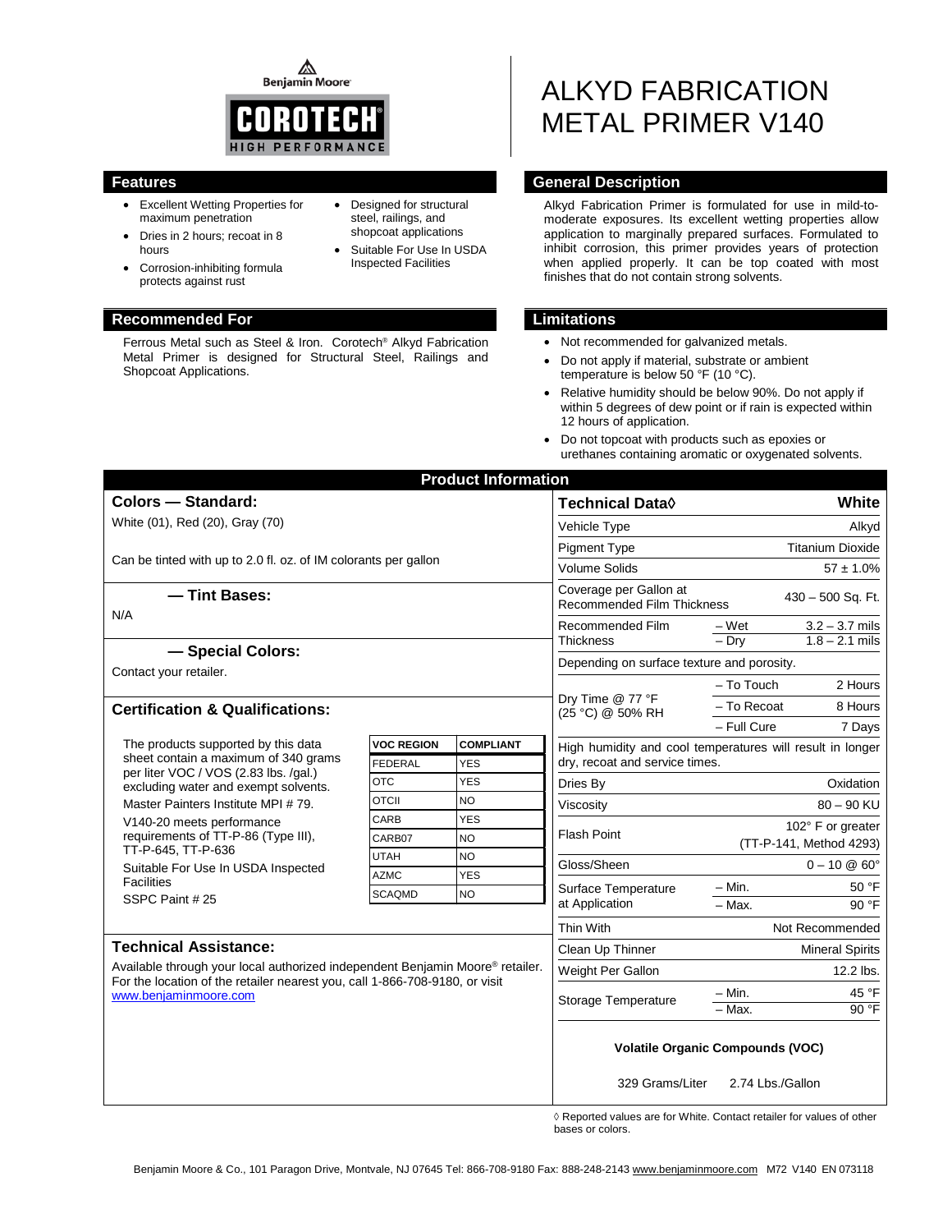Benjamin Moore

COROTECH® HIGH PERFORMANCE

# ALKYD FABRICATION METAL PRIMER V140

## Features

- Excellent Wetting Properties for maximum penetration
- Dries in 2 hours; recoat in 8 hours
- Corrosion-inhibiting formula protects against rust
- Designed for structural steel, railings, and shopcoat applications
- Suitable For Use In USDA Inspected Facilities

## General Description

Alkyd Fabrication Primer is formulated for use in mild-to-moderate exposures. Its excellent wetting properties allow application to marginally prepared surfaces. Formulated to inhibit corrosion, this primer provides years of protection when applied properly. It can be top coated with most finishes that do not contain strong solvents.

## Recommended For

Ferrous Metal such as Steel & Iron. Corotech® Alkyd Fabrication Metal Primer is designed for Structural Steel, Railings and Shopcoat Applications.

## Limitations

- Not recommended for galvanized metals.
- Do not apply if material, substrate or ambient temperature is below 50 °F (10 °C).
- Relative humidity should be below 90%. Do not apply if within 5 degrees of dew point or if rain is expected within 12 hours of application.
- Do not topcoat with products such as epoxies or urethanes containing aromatic or oxygenated solvents.

## Product Information

### Colors — Standard:

White (01), Red (20), Gray (70)

Can be tinted with up to 2.0 fl. oz. of IM colorants per gallon

### — Tint Bases:

N/A

### — Special Colors:

Contact your retailer.

### Certification & Qualifications:

The products supported by this data sheet contain a maximum of 340 grams per liter VOC / VOS (2.83 lbs. /gal.) excluding water and exempt solvents.

Master Painters Institute MPI # 79.

V140-20 meets performance requirements of TT-P-86 (Type III), TT-P-645, TT-P-636

Suitable For Use In USDA Inspected Facilities

SSPC Paint # 25

| VOC REGION | COMPLIANT |
|---|---|
| FEDERAL | YES |
| OTC | YES |
| OTCII | NO |
| CARB | YES |
| CARB07 | NO |
| UTAH | NO |
| AZMC | YES |
| SCAQMD | NO |

### Technical Assistance:

Available through your local authorized independent Benjamin Moore® retailer. For the location of the retailer nearest you, call 1-866-708-9180, or visit www.benjaminmoore.com

| Technical Data◊ | | White |
|---|---|---|
| Vehicle Type | | Alkyd |
| Pigment Type | | Titanium Dioxide |
| Volume Solids | | 57 ± 1.0% |
| Coverage per Gallon at Recommended Film Thickness | | 430 – 500 Sq. Ft. |
| Recommended Film Thickness | – Wet | 3.2 – 3.7 mils |
| | – Dry | 1.8 – 2.1 mils |
| Depending on surface texture and porosity. | | |
| Dry Time @ 77 °F (25 °C) @ 50% RH | – To Touch | 2 Hours |
| | – To Recoat | 8 Hours |
| | – Full Cure | 7 Days |
| High humidity and cool temperatures will result in longer dry, recoat and service times. | | |
| Dries By | | Oxidation |
| Viscosity | | 80 – 90 KU |
| Flash Point | | 102° F or greater (TT-P-141, Method 4293) |
| Gloss/Sheen | | 0 – 10 @ 60° |
| Surface Temperature at Application | – Min. | 50 °F |
| | – Max. | 90 °F |
| Thin With | | Not Recommended |
| Clean Up Thinner | | Mineral Spirits |
| Weight Per Gallon | | 12.2 lbs. |
| Storage Temperature | – Min. | 45 °F |
| | – Max. | 90 °F |

**Volatile Organic Compounds (VOC)**

329 Grams/Liter 2.74 Lbs./Gallon

◊ Reported values are for White. Contact retailer for values of other bases or colors.

Benjamin Moore & Co., 101 Paragon Drive, Montvale, NJ 07645 Tel: 866-708-9180 Fax: 888-248-2143 www.benjaminmoore.com M72 V140 EN 073118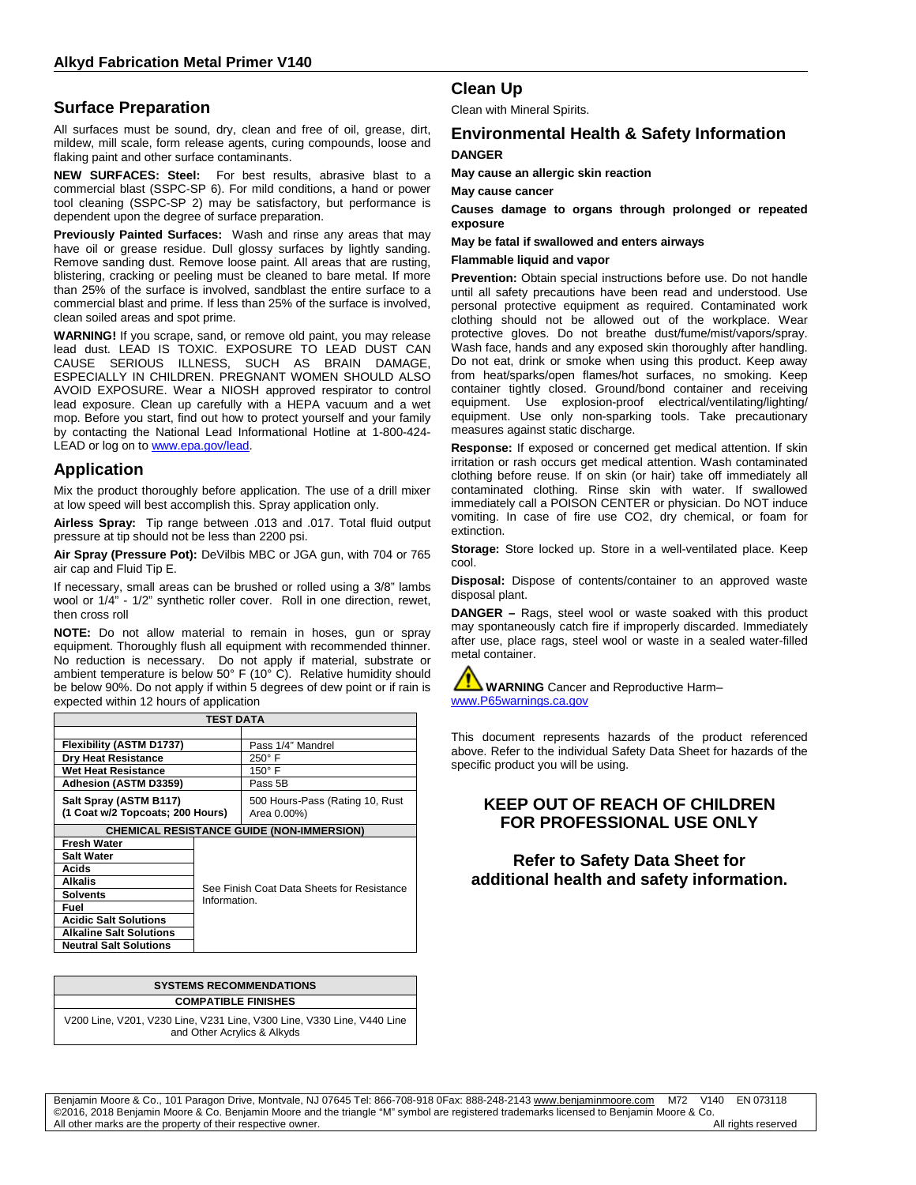## Alkyd Fabrication Metal Primer V140

## Surface Preparation

All surfaces must be sound, dry, clean and free of oil, grease, dirt, mildew, mill scale, form release agents, curing compounds, loose and flaking paint and other surface contaminants.

**NEW SURFACES: Steel:** For best results, abrasive blast to a commercial blast (SSPC-SP 6). For mild conditions, a hand or power tool cleaning (SSPC-SP 2) may be satisfactory, but performance is dependent upon the degree of surface preparation.

**Previously Painted Surfaces:** Wash and rinse any areas that may have oil or grease residue. Dull glossy surfaces by lightly sanding. Remove sanding dust. Remove loose paint. All areas that are rusting, blistering, cracking or peeling must be cleaned to bare metal. If more than 25% of the surface is involved, sandblast the entire surface to a commercial blast and prime. If less than 25% of the surface is involved, clean soiled areas and spot prime.

**WARNING!** If you scrape, sand, or remove old paint, you may release lead dust. LEAD IS TOXIC. EXPOSURE TO LEAD DUST CAN CAUSE SERIOUS ILLNESS, SUCH AS BRAIN DAMAGE, ESPECIALLY IN CHILDREN. PREGNANT WOMEN SHOULD ALSO AVOID EXPOSURE. Wear a NIOSH approved respirator to control lead exposure. Clean up carefully with a HEPA vacuum and a wet mop. Before you start, find out how to protect yourself and your family by contacting the National Lead Informational Hotline at 1-800-424-LEAD or log on to www.epa.gov/lead.

## Application

Mix the product thoroughly before application. The use of a drill mixer at low speed will best accomplish this. Spray application only.

**Airless Spray:** Tip range between .013 and .017. Total fluid output pressure at tip should not be less than 2200 psi.

**Air Spray (Pressure Pot):** DeVilbis MBC or JGA gun, with 704 or 765 air cap and Fluid Tip E.

If necessary, small areas can be brushed or rolled using a 3/8" lambs wool or 1/4" - 1/2" synthetic roller cover. Roll in one direction, rewet, then cross roll

**NOTE:** Do not allow material to remain in hoses, gun or spray equipment. Thoroughly flush all equipment with recommended thinner. No reduction is necessary. Do not apply if material, substrate or ambient temperature is below 50° F (10° C). Relative humidity should be below 90%. Do not apply if within 5 degrees of dew point or if rain is expected within 12 hours of application

| TEST DATA | |
|---|---|
| **Flexibility (ASTM D1737)** | Pass 1/4" Mandrel |
| **Dry Heat Resistance** | 250° F |
| **Wet Heat Resistance** | 150° F |
| **Adhesion (ASTM D3359)** | Pass 5B |
| **Salt Spray (ASTM B117) (1 Coat w/2 Topcoats; 200 Hours)** | 500 Hours-Pass (Rating 10, Rust Area 0.00%) |

| CHEMICAL RESISTANCE GUIDE (NON-IMMERSION) | |
|---|---|
| **Fresh Water** | See Finish Coat Data Sheets for Resistance Information. |
| **Salt Water** | |
| **Acids** | |
| **Alkalis** | |
| **Solvents** | |
| **Fuel** | |
| **Acidic Salt Solutions** | |
| **Alkaline Salt Solutions** | |
| **Neutral Salt Solutions** | |

| SYSTEMS RECOMMENDATIONS |
|---|
| **COMPATIBLE FINISHES** |
| V200 Line, V201, V230 Line, V231 Line, V300 Line, V330 Line, V440 Line and Other Acrylics & Alkyds |

## Clean Up

Clean with Mineral Spirits.

## Environmental Health & Safety Information

**DANGER**

**May cause an allergic skin reaction**

**May cause cancer**

**Causes damage to organs through prolonged or repeated exposure**

**May be fatal if swallowed and enters airways**

**Flammable liquid and vapor**

**Prevention:** Obtain special instructions before use. Do not handle until all safety precautions have been read and understood. Use personal protective equipment as required. Contaminated work clothing should not be allowed out of the workplace. Wear protective gloves. Do not breathe dust/fume/mist/vapors/spray. Wash face, hands and any exposed skin thoroughly after handling. Do not eat, drink or smoke when using this product. Keep away from heat/sparks/open flames/hot surfaces, no smoking. Keep container tightly closed. Ground/bond container and receiving equipment. Use explosion-proof electrical/ventilating/lighting/ equipment. Use only non-sparking tools. Take precautionary measures against static discharge.

**Response:** If exposed or concerned get medical attention. If skin irritation or rash occurs get medical attention. Wash contaminated clothing before reuse. If on skin (or hair) take off immediately all contaminated clothing. Rinse skin with water. If swallowed immediately call a POISON CENTER or physician. Do NOT induce vomiting. In case of fire use CO2, dry chemical, or foam for extinction.

**Storage:** Store locked up. Store in a well-ventilated place. Keep cool.

**Disposal:** Dispose of contents/container to an approved waste disposal plant.

**DANGER –** Rags, steel wool or waste soaked with this product may spontaneously catch fire if improperly discarded. Immediately after use, place rags, steel wool or waste in a sealed water-filled metal container.

**WARNING** Cancer and Reproductive Harm– www.P65warnings.ca.gov

This document represents hazards of the product referenced above. Refer to the individual Safety Data Sheet for hazards of the specific product you will be using.

**KEEP OUT OF REACH OF CHILDREN**
**FOR PROFESSIONAL USE ONLY**

**Refer to Safety Data Sheet for additional health and safety information.**

Benjamin Moore & Co., 101 Paragon Drive, Montvale, NJ 07645 Tel: 866-708-918 0Fax: 888-248-2143 www.benjaminmoore.com M72 V140 EN 073118
©2016, 2018 Benjamin Moore & Co. Benjamin Moore and the triangle "M" symbol are registered trademarks licensed to Benjamin Moore & Co.
All other marks are the property of their respective owner. All rights reserved